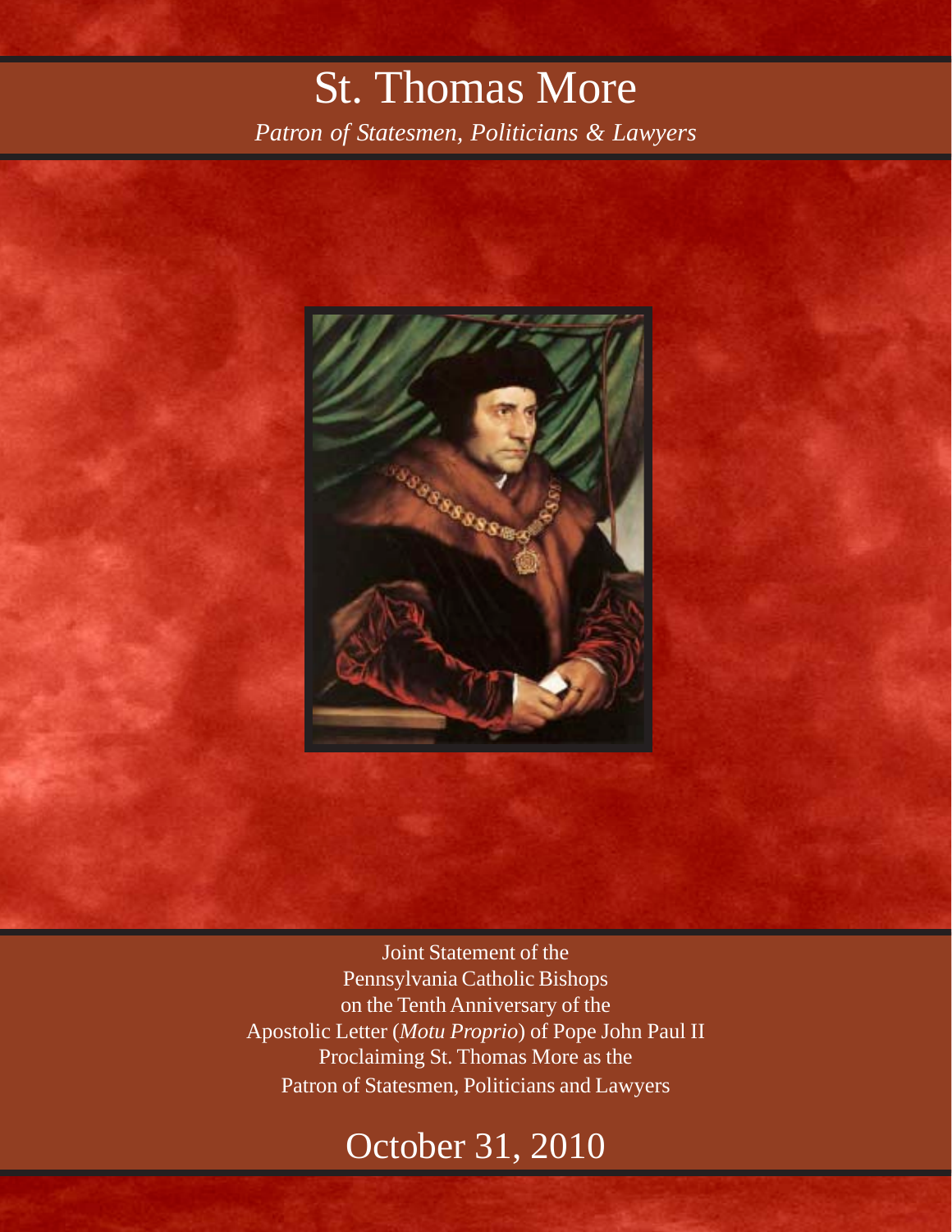# St. Thomas More

*Patron of Statesmen, Politicians & Lawyers*

Joint Statement of the
Pennsylvania Catholic Bishops
on the Tenth Anniversary of the
Apostolic Letter (*Motu Proprio*) of Pope John Paul II
Proclaiming St. Thomas More as the
Patron of Statesmen, Politicians and Lawyers

## October 31, 2010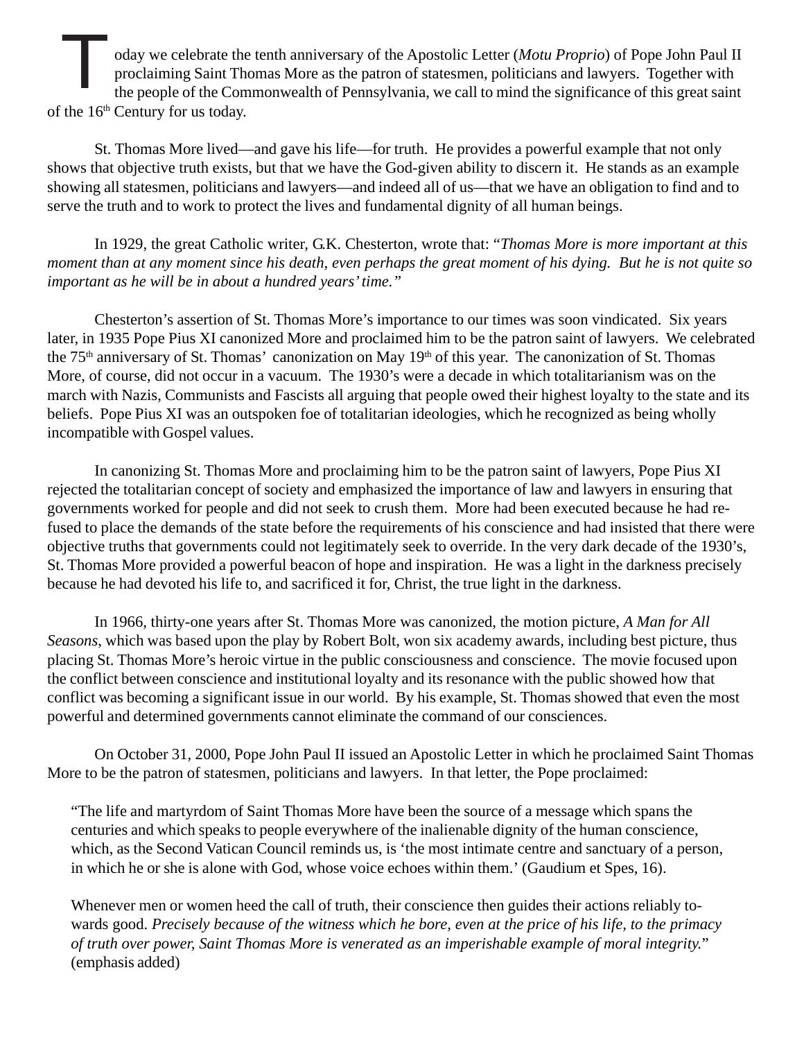Today we celebrate the tenth anniversary of the Apostolic Letter (*Motu Proprio*) of Pope John Paul II proclaiming Saint Thomas More as the patron of statesmen, politicians and lawyers. Together with the people of the Commonwealth of Pennsylvania, we call to mind the significance of this great saint of the 16th Century for us today.

St. Thomas More lived—and gave his life—for truth. He provides a powerful example that not only shows that objective truth exists, but that we have the God-given ability to discern it. He stands as an example showing all statesmen, politicians and lawyers—and indeed all of us—that we have an obligation to find and to serve the truth and to work to protect the lives and fundamental dignity of all human beings.

In 1929, the great Catholic writer, G.K. Chesterton, wrote that: "*Thomas More is more important at this moment than at any moment since his death, even perhaps the great moment of his dying. But he is not quite so important as he will be in about a hundred years' time.*"

Chesterton's assertion of St. Thomas More's importance to our times was soon vindicated. Six years later, in 1935 Pope Pius XI canonized More and proclaimed him to be the patron saint of lawyers. We celebrated the 75th anniversary of St. Thomas' canonization on May 19th of this year. The canonization of St. Thomas More, of course, did not occur in a vacuum. The 1930's were a decade in which totalitarianism was on the march with Nazis, Communists and Fascists all arguing that people owed their highest loyalty to the state and its beliefs. Pope Pius XI was an outspoken foe of totalitarian ideologies, which he recognized as being wholly incompatible with Gospel values.

In canonizing St. Thomas More and proclaiming him to be the patron saint of lawyers, Pope Pius XI rejected the totalitarian concept of society and emphasized the importance of law and lawyers in ensuring that governments worked for people and did not seek to crush them. More had been executed because he had refused to place the demands of the state before the requirements of his conscience and had insisted that there were objective truths that governments could not legitimately seek to override. In the very dark decade of the 1930's, St. Thomas More provided a powerful beacon of hope and inspiration. He was a light in the darkness precisely because he had devoted his life to, and sacrificed it for, Christ, the true light in the darkness.

In 1966, thirty-one years after St. Thomas More was canonized, the motion picture, *A Man for All Seasons*, which was based upon the play by Robert Bolt, won six academy awards, including best picture, thus placing St. Thomas More's heroic virtue in the public consciousness and conscience. The movie focused upon the conflict between conscience and institutional loyalty and its resonance with the public showed how that conflict was becoming a significant issue in our world. By his example, St. Thomas showed that even the most powerful and determined governments cannot eliminate the command of our consciences.

On October 31, 2000, Pope John Paul II issued an Apostolic Letter in which he proclaimed Saint Thomas More to be the patron of statesmen, politicians and lawyers. In that letter, the Pope proclaimed:

> "The life and martyrdom of Saint Thomas More have been the source of a message which spans the centuries and which speaks to people everywhere of the inalienable dignity of the human conscience, which, as the Second Vatican Council reminds us, is 'the most intimate centre and sanctuary of a person, in which he or she is alone with God, whose voice echoes within them.' (Gaudium et Spes, 16).
>
> Whenever men or women heed the call of truth, their conscience then guides their actions reliably towards good. *Precisely because of the witness which he bore, even at the price of his life, to the primacy of truth over power, Saint Thomas More is venerated as an imperishable example of moral integrity.*" (emphasis added)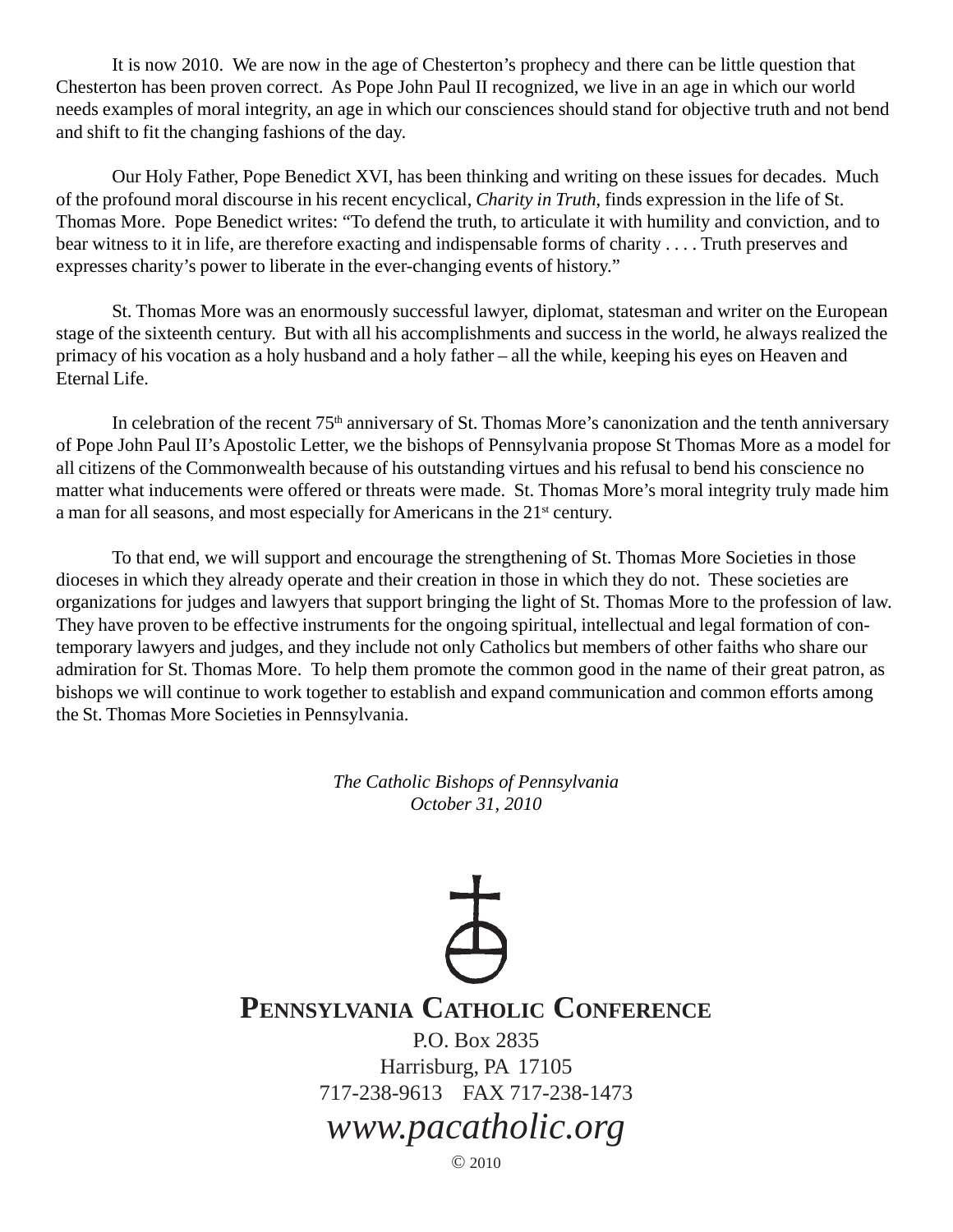It is now 2010. We are now in the age of Chesterton's prophecy and there can be little question that Chesterton has been proven correct. As Pope John Paul II recognized, we live in an age in which our world needs examples of moral integrity, an age in which our consciences should stand for objective truth and not bend and shift to fit the changing fashions of the day.

Our Holy Father, Pope Benedict XVI, has been thinking and writing on these issues for decades. Much of the profound moral discourse in his recent encyclical, *Charity in Truth*, finds expression in the life of St. Thomas More. Pope Benedict writes: "To defend the truth, to articulate it with humility and conviction, and to bear witness to it in life, are therefore exacting and indispensable forms of charity . . . . Truth preserves and expresses charity's power to liberate in the ever-changing events of history."

St. Thomas More was an enormously successful lawyer, diplomat, statesman and writer on the European stage of the sixteenth century. But with all his accomplishments and success in the world, he always realized the primacy of his vocation as a holy husband and a holy father – all the while, keeping his eyes on Heaven and Eternal Life.

In celebration of the recent 75th anniversary of St. Thomas More's canonization and the tenth anniversary of Pope John Paul II's Apostolic Letter, we the bishops of Pennsylvania propose St Thomas More as a model for all citizens of the Commonwealth because of his outstanding virtues and his refusal to bend his conscience no matter what inducements were offered or threats were made. St. Thomas More's moral integrity truly made him a man for all seasons, and most especially for Americans in the 21st century.

To that end, we will support and encourage the strengthening of St. Thomas More Societies in those dioceses in which they already operate and their creation in those in which they do not. These societies are organizations for judges and lawyers that support bringing the light of St. Thomas More to the profession of law. They have proven to be effective instruments for the ongoing spiritual, intellectual and legal formation of contemporary lawyers and judges, and they include not only Catholics but members of other faiths who share our admiration for St. Thomas More. To help them promote the common good in the name of their great patron, as bishops we will continue to work together to establish and expand communication and common efforts among the St. Thomas More Societies in Pennsylvania.

*The Catholic Bishops of Pennsylvania*
*October 31, 2010*

**Pennsylvania Catholic Conference**

P.O. Box 2835
Harrisburg, PA 17105
717-238-9613 FAX 717-238-1473

*www.pacatholic.org*

© 2010